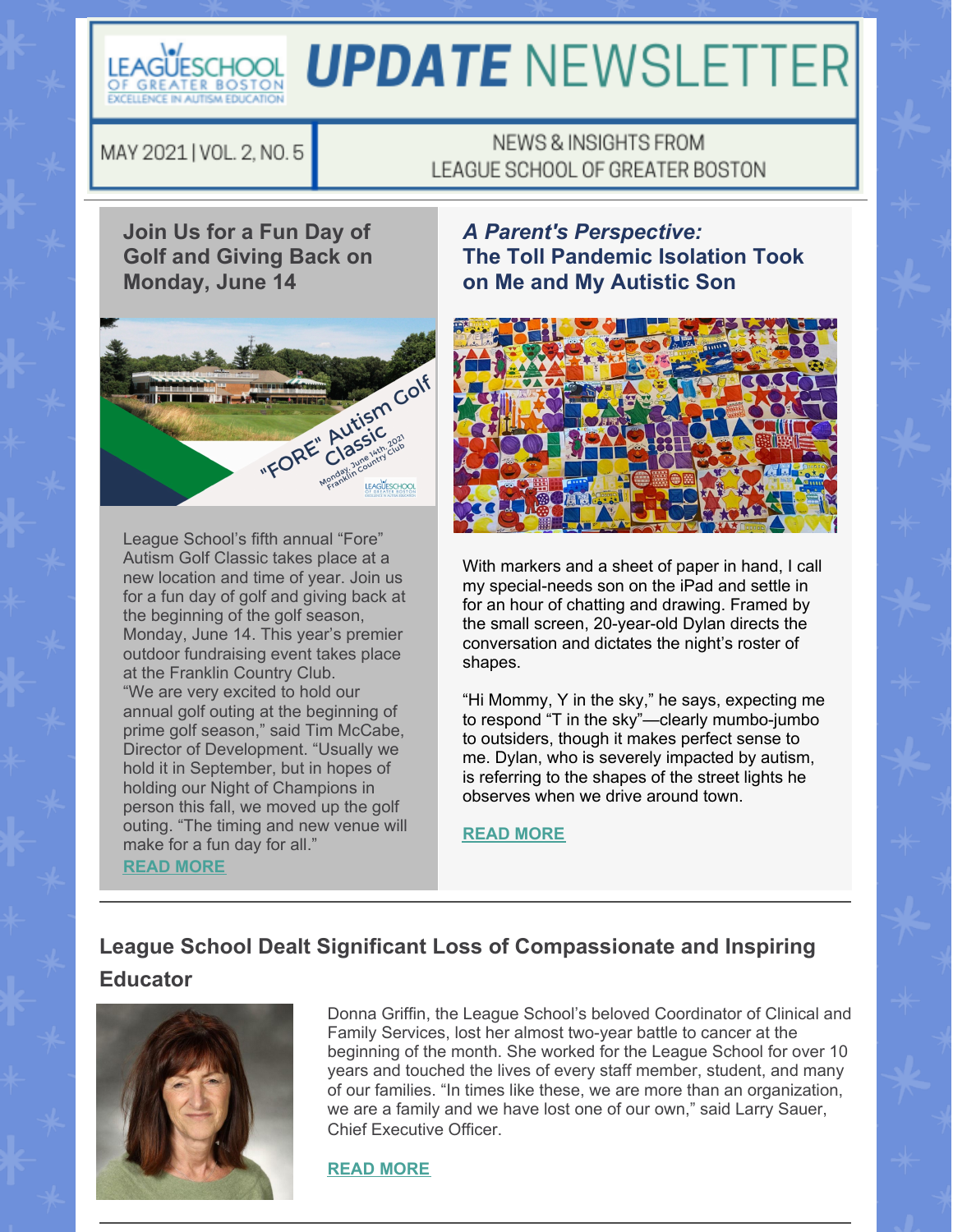# UPDATE NEWSLETTER

MAY 2021 | VOL. 2, NO. 5

NEWS & INSIGHTS FROM LEAGUE SCHOOL OF GREATER BOSTON

## Join Us for a Fun Day of Golf and Giving Back on Monday, June 14

League School's fifth annual "Fore" Autism Golf Classic takes place at a new location and time of year. Join us for a fun day of golf and giving back at the beginning of the golf season, Monday, June 14. This year's premier outdoor fundraising event takes place at the Franklin Country Club. "We are very excited to hold our annual golf outing at the beginning of prime golf season," said Tim McCabe, Director of Development. "Usually we hold it in September, but in hopes of holding our Night of Champions in person this fall, we moved up the golf outing. "The timing and new venue will make for a fun day for all."

READ MORE

## *A Parent's Perspective:* The Toll Pandemic Isolation Took on Me and My Autistic Son

With markers and a sheet of paper in hand, I call my special-needs son on the iPad and settle in for an hour of chatting and drawing. Framed by the small screen, 20-year-old Dylan directs the conversation and dictates the night's roster of shapes.

"Hi Mommy, Y in the sky," he says, expecting me to respond "T in the sky"—clearly mumbo-jumbo to outsiders, though it makes perfect sense to me. Dylan, who is severely impacted by autism, is referring to the shapes of the street lights he observes when we drive around town.

READ MORE

## League School Dealt Significant Loss of Compassionate and Inspiring Educator

Donna Griffin, the League School's beloved Coordinator of Clinical and Family Services, lost her almost two-year battle to cancer at the beginning of the month. She worked for the League School for over 10 years and touched the lives of every staff member, student, and many of our families. "In times like these, we are more than an organization, we are a family and we have lost one of our own," said Larry Sauer, Chief Executive Officer.

READ MORE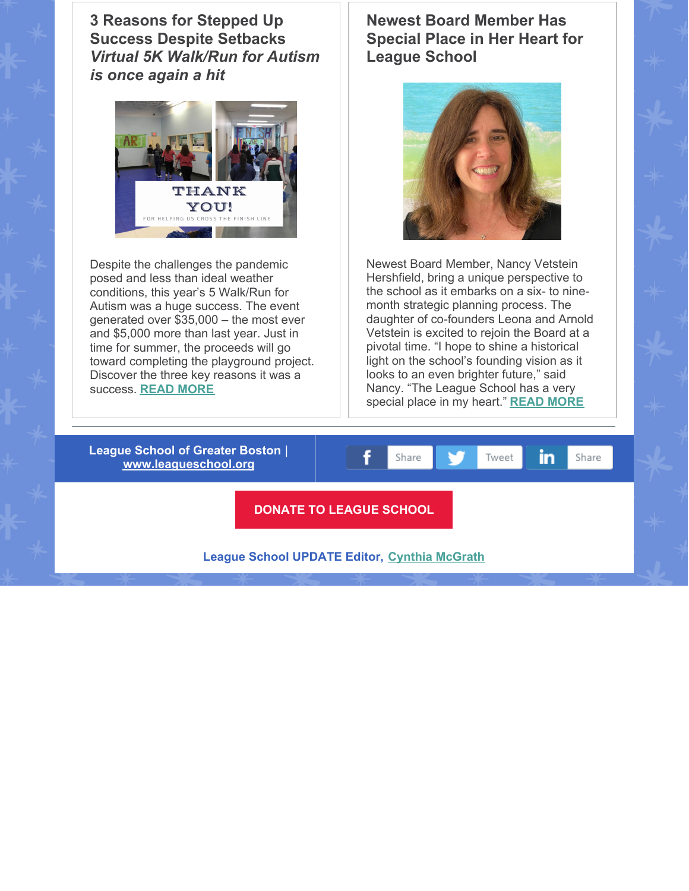### 3 Reasons for Stepped Up Success Despite Setbacks *Virtual 5K Walk/Run for Autism is once again a hit*

Despite the challenges the pandemic posed and less than ideal weather conditions, this year's 5 Walk/Run for Autism was a huge success. The event generated over $35,000 – the most ever and $5,000 more than last year. Just in time for summer, the proceeds will go toward completing the playground project. Discover the three key reasons it was a success. **READ MORE**

### Newest Board Member Has Special Place in Her Heart for League School

Newest Board Member, Nancy Vetstein Hershfield, bring a unique perspective to the school as it embarks on a six- to nine-month strategic planning process. The daughter of co-founders Leona and Arnold Vetstein is excited to rejoin the Board at a pivotal time. "I hope to shine a historical light on the school's founding vision as it looks to an even brighter future," said Nancy. "The League School has a very special place in my heart." **READ MORE**

---

**League School of Greater Boston | www.leagueschool.org**

Share | Tweet | Share

**DONATE TO LEAGUE SCHOOL**

**League School UPDATE Editor, Cynthia McGrath**